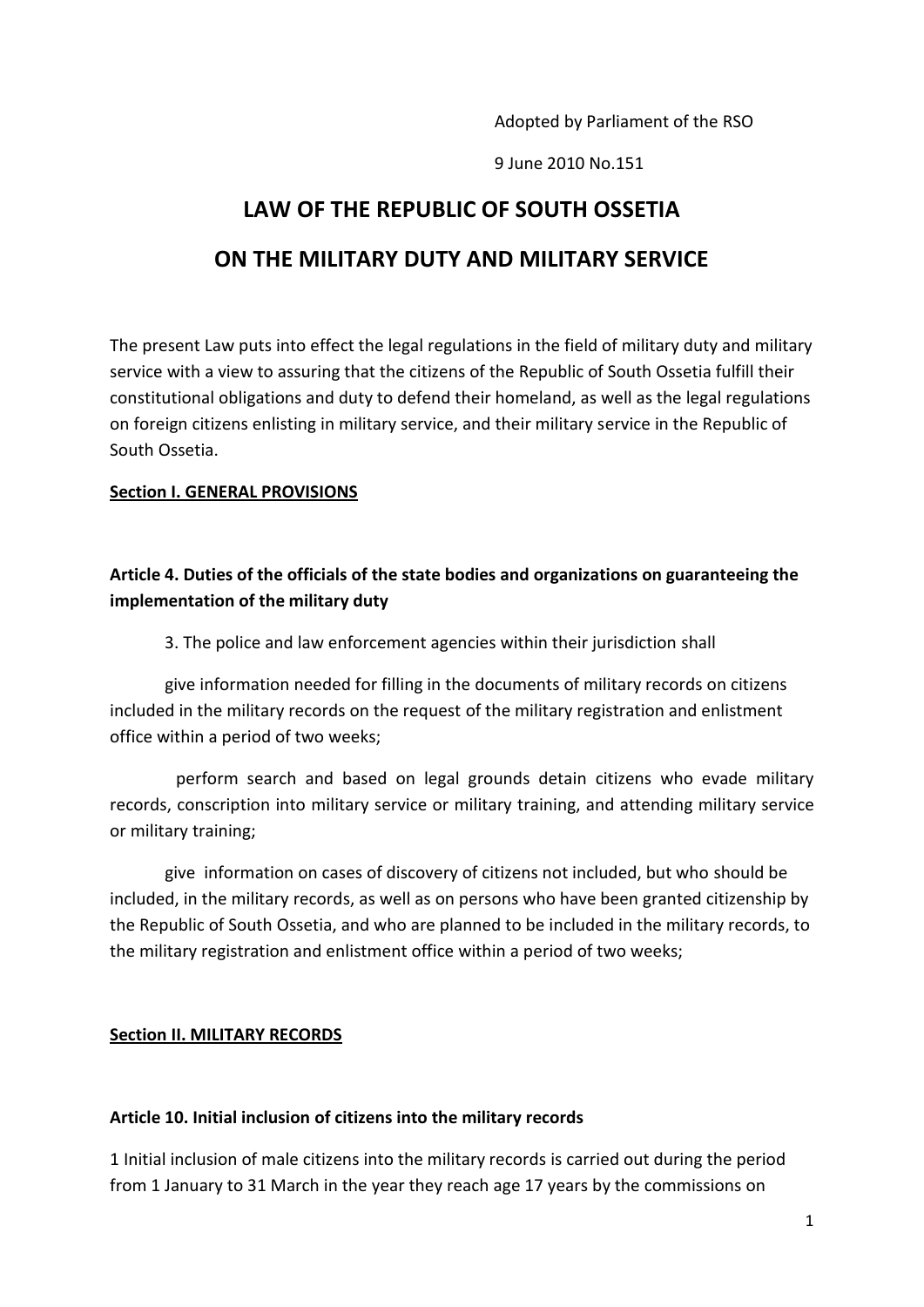Adopted by Parliament of the RSO

9 June 2010 No.151

# LAW OF THE REPUBLIC OF SOUTH OSSETIA

# ON THE MILITARY DUTY AND MILITARY SERVICE

The present Law puts into effect the legal regulations in the field of military duty and military service with a view to assuring that the citizens of the Republic of South Ossetia fulfill their constitutional obligations and duty to defend their homeland, as well as the legal regulations on foreign citizens enlisting in military service, and their military service in the Republic of South Ossetia.

## Section I. GENERAL PROVISIONS

### Article 4. Duties of the officials of the state bodies and organizations on guaranteeing the implementation of the military duty

3. The police and law enforcement agencies within their jurisdiction shall

give information needed for filling in the documents of military records on citizens included in the military records on the request of the military registration and enlistment office within a period of two weeks;

perform search and based on legal grounds detain citizens who evade military records, conscription into military service or military training, and attending military service or military training;

give information on cases of discovery of citizens not included, but who should be included, in the military records, as well as on persons who have been granted citizenship by the Republic of South Ossetia, and who are planned to be included in the military records, to the military registration and enlistment office within a period of two weeks;

## Section II. MILITARY RECORDS

### Article 10. Initial inclusion of citizens into the military records

1 Initial inclusion of male citizens into the military records is carried out during the period from 1 January to 31 March in the year they reach age 17 years by the commissions on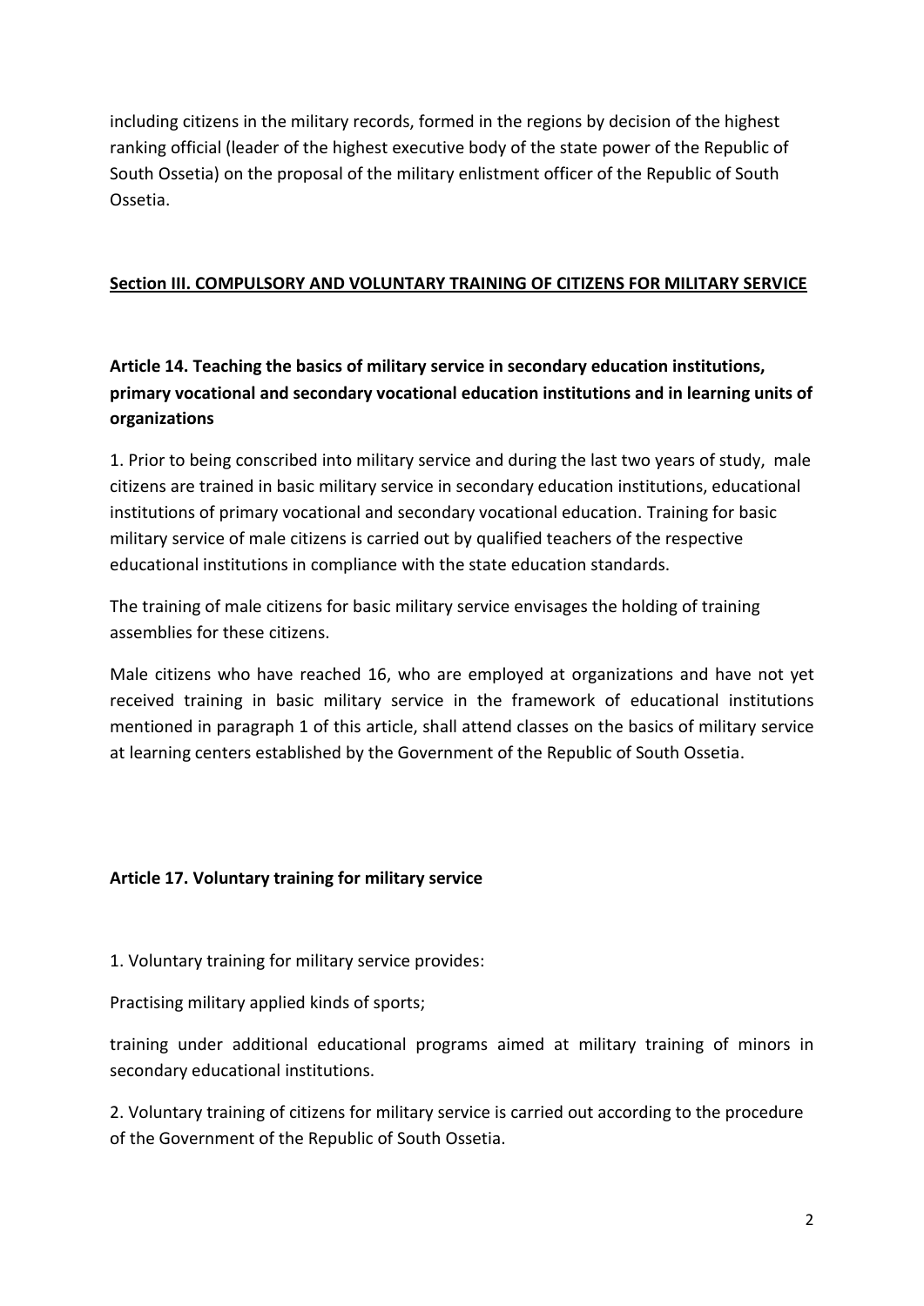including citizens in the military records, formed in the regions by decision of the highest ranking official (leader of the highest executive body of the state power of the Republic of South Ossetia) on the proposal of the military enlistment officer of the Republic of South Ossetia.

## Section III. COMPULSORY AND VOLUNTARY TRAINING OF CITIZENS FOR MILITARY SERVICE

### Article 14. Teaching the basics of military service in secondary education institutions, primary vocational and secondary vocational education institutions and in learning units of organizations

1. Prior to being conscribed into military service and during the last two years of study, male citizens are trained in basic military service in secondary education institutions, educational institutions of primary vocational and secondary vocational education. Training for basic military service of male citizens is carried out by qualified teachers of the respective educational institutions in compliance with the state education standards.

The training of male citizens for basic military service envisages the holding of training assemblies for these citizens.

Male citizens who have reached 16, who are employed at organizations and have not yet received training in basic military service in the framework of educational institutions mentioned in paragraph 1 of this article, shall attend classes on the basics of military service at learning centers established by the Government of the Republic of South Ossetia.

### Article 17. Voluntary training for military service

1. Voluntary training for military service provides:

Practising military applied kinds of sports;

training under additional educational programs aimed at military training of minors in secondary educational institutions.

2. Voluntary training of citizens for military service is carried out according to the procedure of the Government of the Republic of South Ossetia.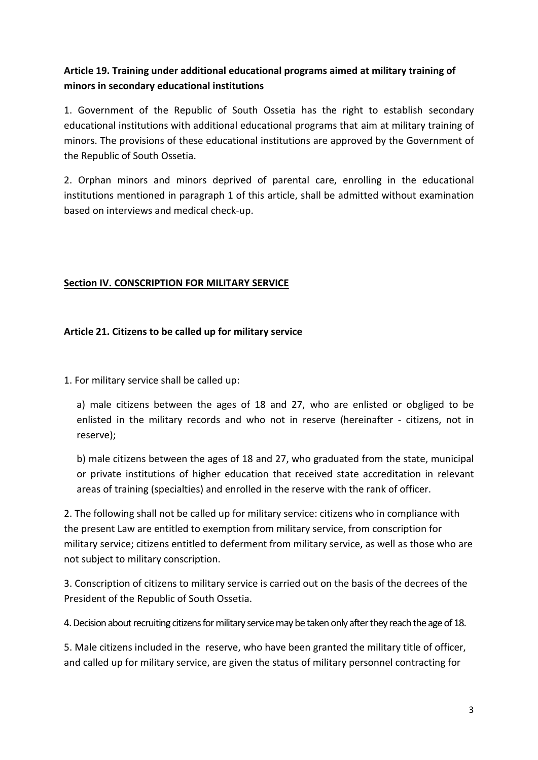**Article 19. Training under additional educational programs aimed at military training of minors in secondary educational institutions**

1. Government of the Republic of South Ossetia has the right to establish secondary educational institutions with additional educational programs that aim at military training of minors. The provisions of these educational institutions are approved by the Government of the Republic of South Ossetia.

2. Orphan minors and minors deprived of parental care, enrolling in the educational institutions mentioned in paragraph 1 of this article, shall be admitted without examination based on interviews and medical check-up.

**Section IV. CONSCRIPTION FOR MILITARY SERVICE**

**Article 21. Citizens to be called up for military service**

1. For military service shall be called up:

   a) male citizens between the ages of 18 and 27, who are enlisted or obgliged to be enlisted in the military records and who not in reserve (hereinafter - citizens, not in reserve);

   b) male citizens between the ages of 18 and 27, who graduated from the state, municipal or private institutions of higher education that received state accreditation in relevant areas of training (specialties) and enrolled in the reserve with the rank of officer.

2. The following shall not be called up for military service: citizens who in compliance with the present Law are entitled to exemption from military service, from conscription for military service; citizens entitled to deferment from military service, as well as those who are not subject to military conscription.

3. Conscription of citizens to military service is carried out on the basis of the decrees of the President of the Republic of South Ossetia.

4. Decision about recruiting citizens for military service may be taken only after they reach the age of 18.

5. Male citizens included in the reserve, who have been granted the military title of officer, and called up for military service, are given the status of military personnel contracting for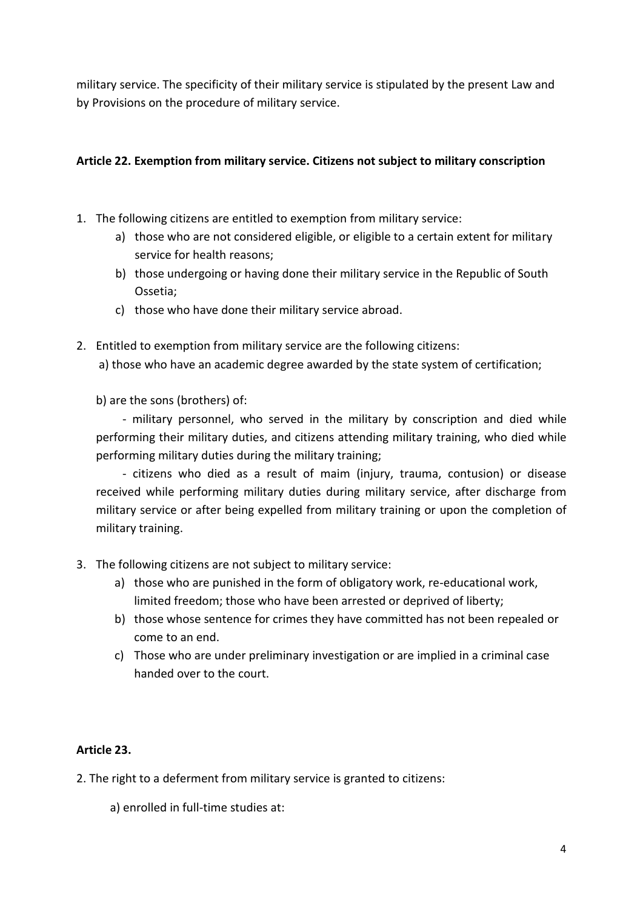military service. The specificity of their military service is stipulated by the present Law and by Provisions on the procedure of military service.

**Article 22. Exemption from military service. Citizens not subject to military conscription**

1. The following citizens are entitled to exemption from military service:
   a) those who are not considered eligible, or eligible to a certain extent for military service for health reasons;
   b) those undergoing or having done their military service in the Republic of South Ossetia;
   c) those who have done their military service abroad.

2. Entitled to exemption from military service are the following citizens:
   a) those who have an academic degree awarded by the state system of certification;

   b) are the sons (brothers) of:

   - military personnel, who served in the military by conscription and died while performing their military duties, and citizens attending military training, who died while performing military duties during the military training;

   - citizens who died as a result of maim (injury, trauma, contusion) or disease received while performing military duties during military service, after discharge from military service or after being expelled from military training or upon the completion of military training.

3. The following citizens are not subject to military service:
   a) those who are punished in the form of obligatory work, re-educational work, limited freedom; those who have been arrested or deprived of liberty;
   b) those whose sentence for crimes they have committed has not been repealed or come to an end.
   c) Those who are under preliminary investigation or are implied in a criminal case handed over to the court.

**Article 23.**

2. The right to a deferment from military service is granted to citizens:

   a) enrolled in full-time studies at: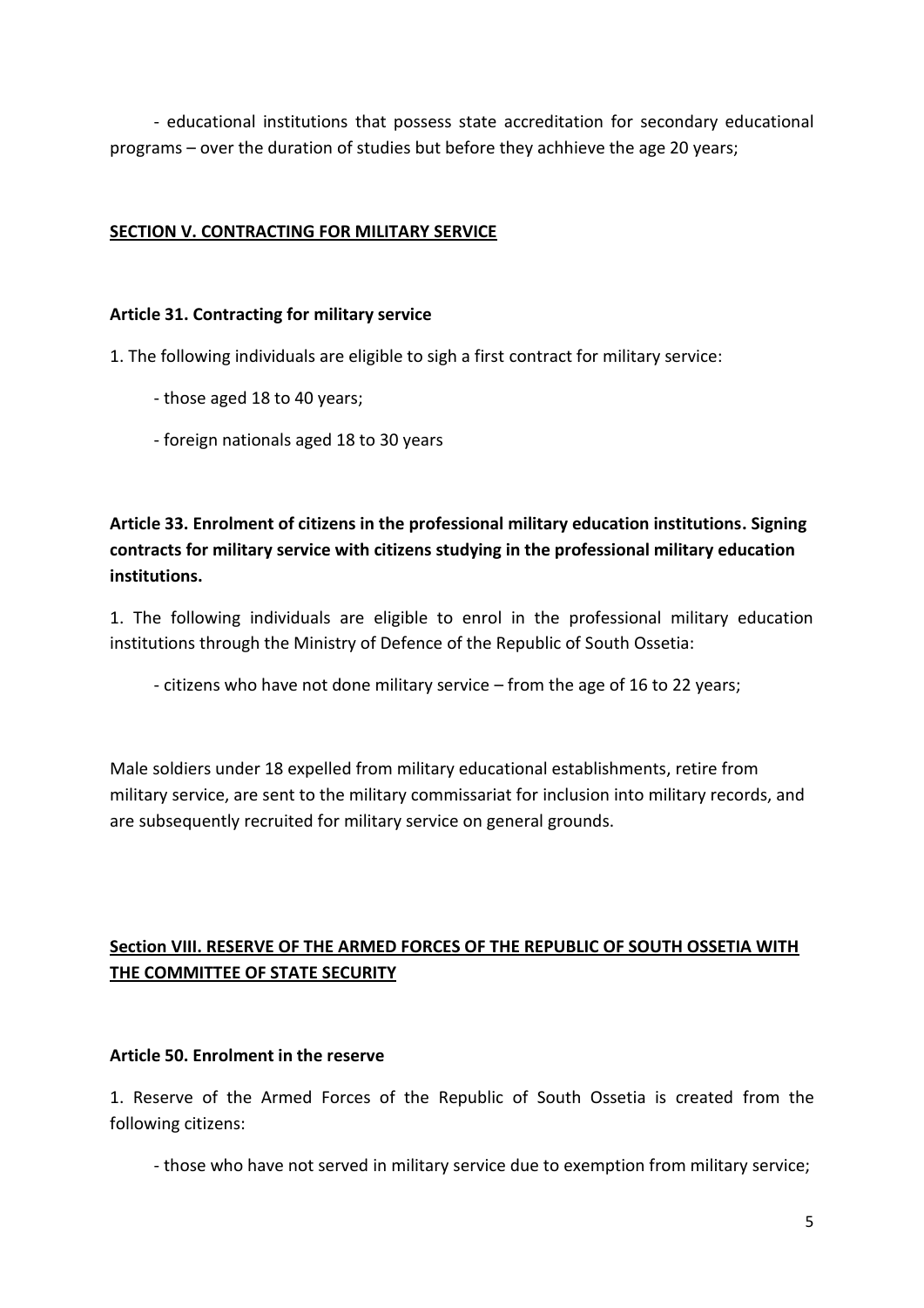- educational institutions that possess state accreditation for secondary educational programs – over the duration of studies but before they achhieve the age 20 years;

## SECTION V. CONTRACTING FOR MILITARY SERVICE

### Article 31. Contracting for military service

1. The following individuals are eligible to sigh a first contract for military service:

  - those aged 18 to 40 years;

  - foreign nationals aged 18 to 30 years

### Article 33. Enrolment of citizens in the professional military education institutions. Signing contracts for military service with citizens studying in the professional military education institutions.

1. The following individuals are eligible to enrol in the professional military education institutions through the Ministry of Defence of the Republic of South Ossetia:

  - citizens who have not done military service – from the age of 16 to 22 years;

Male soldiers under 18 expelled from military educational establishments, retire from military service, are sent to the military commissariat for inclusion into military records, and are subsequently recruited for military service on general grounds.

## Section VIII. RESERVE OF THE ARMED FORCES OF THE REPUBLIC OF SOUTH OSSETIA WITH THE COMMITTEE OF STATE SECURITY

### Article 50. Enrolment in the reserve

1. Reserve of the Armed Forces of the Republic of South Ossetia is created from the following citizens:

  - those who have not served in military service due to exemption from military service;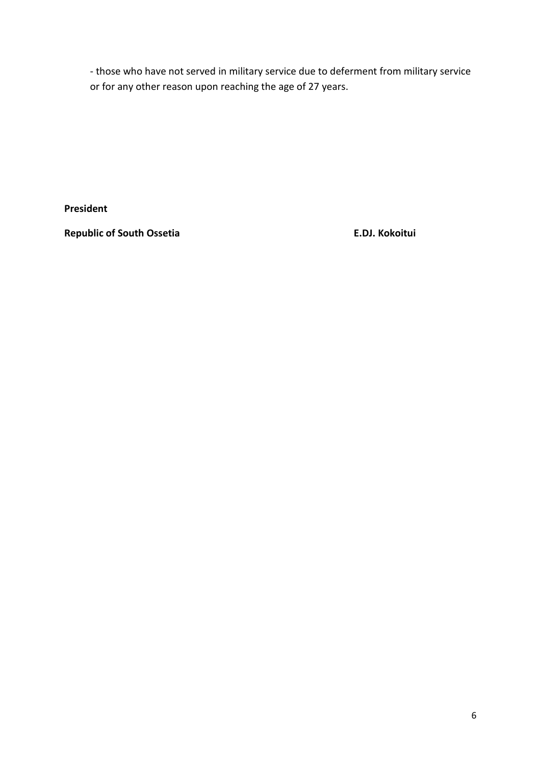- those who have not served in military service due to deferment from military service or for any other reason upon reaching the age of 27 years.

**President**

**Republic of South Ossetia** **E.DJ. Kokoitui**